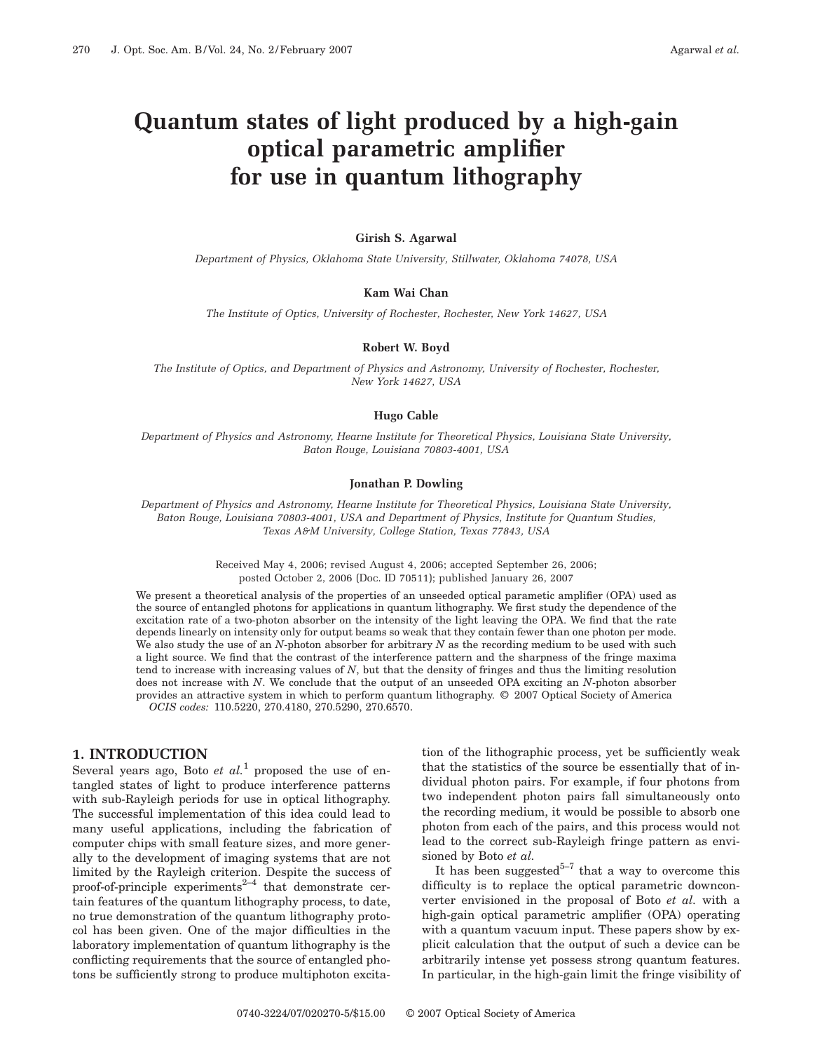# Quantum states of light produced by a high-gain optical parametric amplifier for use in quantum lithography

**Girish S. Agarwal**

*Department of Physics, Oklahoma State University, Stillwater, Oklahoma 74078, USA*

**Kam Wai Chan**

*The Institute of Optics, University of Rochester, Rochester, New York 14627, USA*

**Robert W. Boyd**

*The Institute of Optics, and Department of Physics and Astronomy, University of Rochester, Rochester, New York 14627, USA*

**Hugo Cable**

*Department of Physics and Astronomy, Hearne Institute for Theoretical Physics, Louisiana State University, Baton Rouge, Louisiana 70803-4001, USA*

**Jonathan P. Dowling**

*Department of Physics and Astronomy, Hearne Institute for Theoretical Physics, Louisiana State University, Baton Rouge, Louisiana 70803-4001, USA and Department of Physics, Institute for Quantum Studies, Texas A&M University, College Station, Texas 77843, USA*

Received May 4, 2006; revised August 4, 2006; accepted September 26, 2006; posted October 2, 2006 (Doc. ID 70511); published January 26, 2007

We present a theoretical analysis of the properties of an unseeded optical parametic amplifier (OPA) used as the source of entangled photons for applications in quantum lithography. We first study the dependence of the excitation rate of a two-photon absorber on the intensity of the light leaving the OPA. We find that the rate depends linearly on intensity only for output beams so weak that they contain fewer than one photon per mode. We also study the use of an $N$-photon absorber for arbitrary $N$ as the recording medium to be used with such a light source. We find that the contrast of the interference pattern and the sharpness of the fringe maxima tend to increase with increasing values of $N$, but that the density of fringes and thus the limiting resolution does not increase with $N$. We conclude that the output of an unseeded OPA exciting an $N$-photon absorber provides an attractive system in which to perform quantum lithography. © 2007 Optical Society of America

*OCIS codes:* 110.5220, 270.4180, 270.5290, 270.6570.

## 1. INTRODUCTION

Several years ago, Boto *et al.*[1] proposed the use of entangled states of light to produce interference patterns with sub-Rayleigh periods for use in optical lithography. The successful implementation of this idea could lead to many useful applications, including the fabrication of computer chips with small feature sizes, and more generally to the development of imaging systems that are not limited by the Rayleigh criterion. Despite the success of proof-of-principle experiments[2–4] that demonstrate certain features of the quantum lithography process, to date, no true demonstration of the quantum lithography protocol has been given. One of the major difficulties in the laboratory implementation of quantum lithography is the conflicting requirements that the source of entangled photons be sufficiently strong to produce multiphoton excitation of the lithographic process, yet be sufficiently weak that the statistics of the source be essentially that of individual photon pairs. For example, if four photons from two independent photon pairs fall simultaneously onto the recording medium, it would be possible to absorb one photon from each of the pairs, and this process would not lead to the correct sub-Rayleigh fringe pattern as envisioned by Boto *et al.*

It has been suggested[5–7] that a way to overcome this difficulty is to replace the optical parametric downconverter envisioned in the proposal of Boto *et al.* with a high-gain optical parametric amplifier (OPA) operating with a quantum vacuum input. These papers show by explicit calculation that the output of such a device can be arbitrarily intense yet possess strong quantum features. In particular, in the high-gain limit the fringe visibility of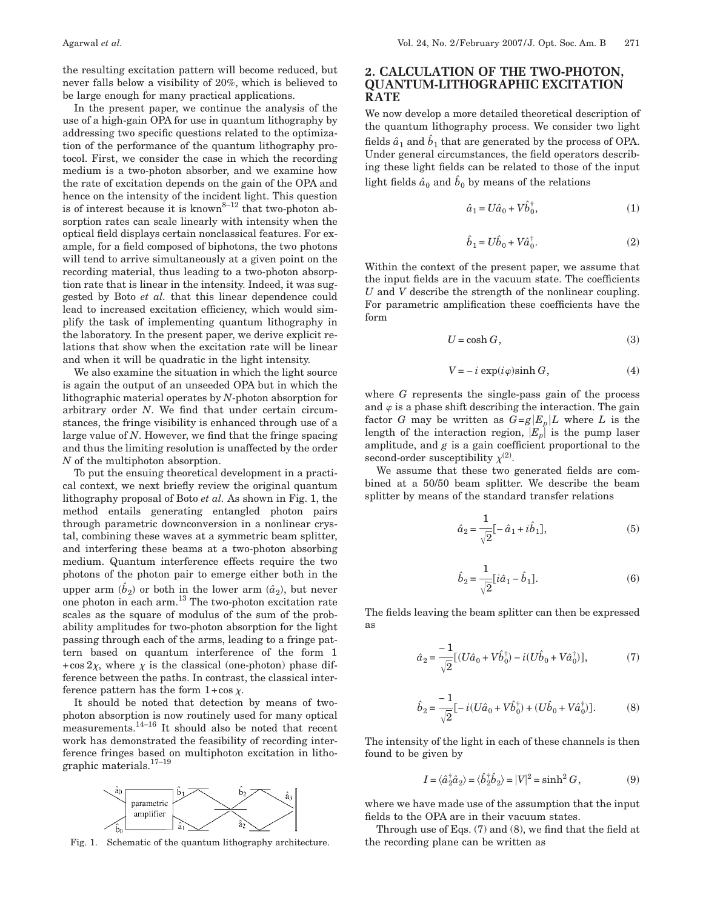the resulting excitation pattern will become reduced, but never falls below a visibility of 20%, which is believed to be large enough for many practical applications.

In the present paper, we continue the analysis of the use of a high-gain OPA for use in quantum lithography by addressing two specific questions related to the optimization of the performance of the quantum lithography protocol. First, we consider the case in which the recording medium is a two-photon absorber, and we examine how the rate of excitation depends on the gain of the OPA and hence on the intensity of the incident light. This question is of interest because it is known[8–12] that two-photon absorption rates can scale linearly with intensity when the optical field displays certain nonclassical features. For example, for a field composed of biphotons, the two photons will tend to arrive simultaneously at a given point on the recording material, thus leading to a two-photon absorption rate that is linear in the intensity. Indeed, it was suggested by Boto *et al.* that this linear dependence could lead to increased excitation efficiency, which would simplify the task of implementing quantum lithography in the laboratory. In the present paper, we derive explicit relations that show when the excitation rate will be linear and when it will be quadratic in the light intensity.

We also examine the situation in which the light source is again the output of an unseeded OPA but in which the lithographic material operates by $N$-photon absorption for arbitrary order $N$. We find that under certain circumstances, the fringe visibility is enhanced through use of a large value of $N$. However, we find that the fringe spacing and thus the limiting resolution is unaffected by the order $N$ of the multiphoton absorption.

To put the ensuing theoretical development in a practical context, we next briefly review the original quantum lithography proposal of Boto *et al.* As shown in Fig. 1, the method entails generating entangled photon pairs through parametric downconversion in a nonlinear crystal, combining these waves at a symmetric beam splitter, and interfering these beams at a two-photon absorbing medium. Quantum interference effects require the two photons of the photon pair to emerge either both in the upper arm ($\hat{b}_2$) or both in the lower arm ($\hat{a}_2$), but never one photon in each arm.[13] The two-photon excitation rate scales as the square of modulus of the sum of the probability amplitudes for two-photon absorption for the light passing through each of the arms, leading to a fringe pattern based on quantum interference of the form $1+\cos 2\chi$, where $\chi$ is the classical (one-photon) phase difference between the paths. In contrast, the classical interference pattern has the form $1+\cos \chi$.

It should be noted that detection by means of two-photon absorption is now routinely used for many optical measurements.[14–16] It should also be noted that recent work has demonstrated the feasibility of recording interference fringes based on multiphoton excitation in lithographic materials.[17–19]

Fig. 1. Schematic of the quantum lithography architecture.

## 2. CALCULATION OF THE TWO-PHOTON, QUANTUM-LITHOGRAPHIC EXCITATION RATE

We now develop a more detailed theoretical description of the quantum lithography process. We consider two light fields $\hat{a}_1$ and $\hat{b}_1$ that are generated by the process of OPA. Under general circumstances, the field operators describing these light fields can be related to those of the input light fields $\hat{a}_0$ and $\hat{b}_0$ by means of the relations

$$\hat{a}_1 = U\hat{a}_0 + V\hat{b}_0^{\dagger}, \tag{1}$$

$$\hat{b}_1 = U\hat{b}_0 + V\hat{a}_0^{\dagger}. \tag{2}$$

Within the context of the present paper, we assume that the input fields are in the vacuum state. The coefficients $U$ and $V$ describe the strength of the nonlinear coupling. For parametric amplification these coefficients have the form

$$U = \cosh G, \tag{3}$$

$$V = -i \exp(i\varphi)\sinh G, \tag{4}$$

where $G$ represents the single-pass gain of the process and $\varphi$ is a phase shift describing the interaction. The gain factor $G$ may be written as $G=g|E_p|L$ where $L$ is the length of the interaction region, $|E_p|$ is the pump laser amplitude, and $g$ is a gain coefficient proportional to the second-order susceptibility $\chi^{(2)}$.

We assume that these two generated fields are combined at a 50/50 beam splitter. We describe the beam splitter by means of the standard transfer relations

$$\hat{a}_2 = \frac{1}{\sqrt{2}}[-\hat{a}_1 + i\hat{b}_1], \tag{5}$$

$$\hat{b}_2 = \frac{1}{\sqrt{2}}[i\hat{a}_1 - \hat{b}_1]. \tag{6}$$

The fields leaving the beam splitter can then be expressed as

$$\hat{a}_2 = \frac{-1}{\sqrt{2}}[(U\hat{a}_0 + V\hat{b}_0^{\dagger}) - i(U\hat{b}_0 + V\hat{a}_0^{\dagger})], \tag{7}$$

$$\hat{b}_2 = \frac{-1}{\sqrt{2}}[-i(U\hat{a}_0 + V\hat{b}_0^{\dagger}) + (U\hat{b}_0 + V\hat{a}_0^{\dagger})]. \tag{8}$$

The intensity of the light in each of these channels is then found to be given by

$$I = \langle \hat{a}_2^{\dagger}\hat{a}_2 \rangle = \langle \hat{b}_2^{\dagger}\hat{b}_2 \rangle = |V|^2 = \sinh^2 G, \tag{9}$$

where we have made use of the assumption that the input fields to the OPA are in their vacuum states.

Through use of Eqs. (7) and (8), we find that the field at the recording plane can be written as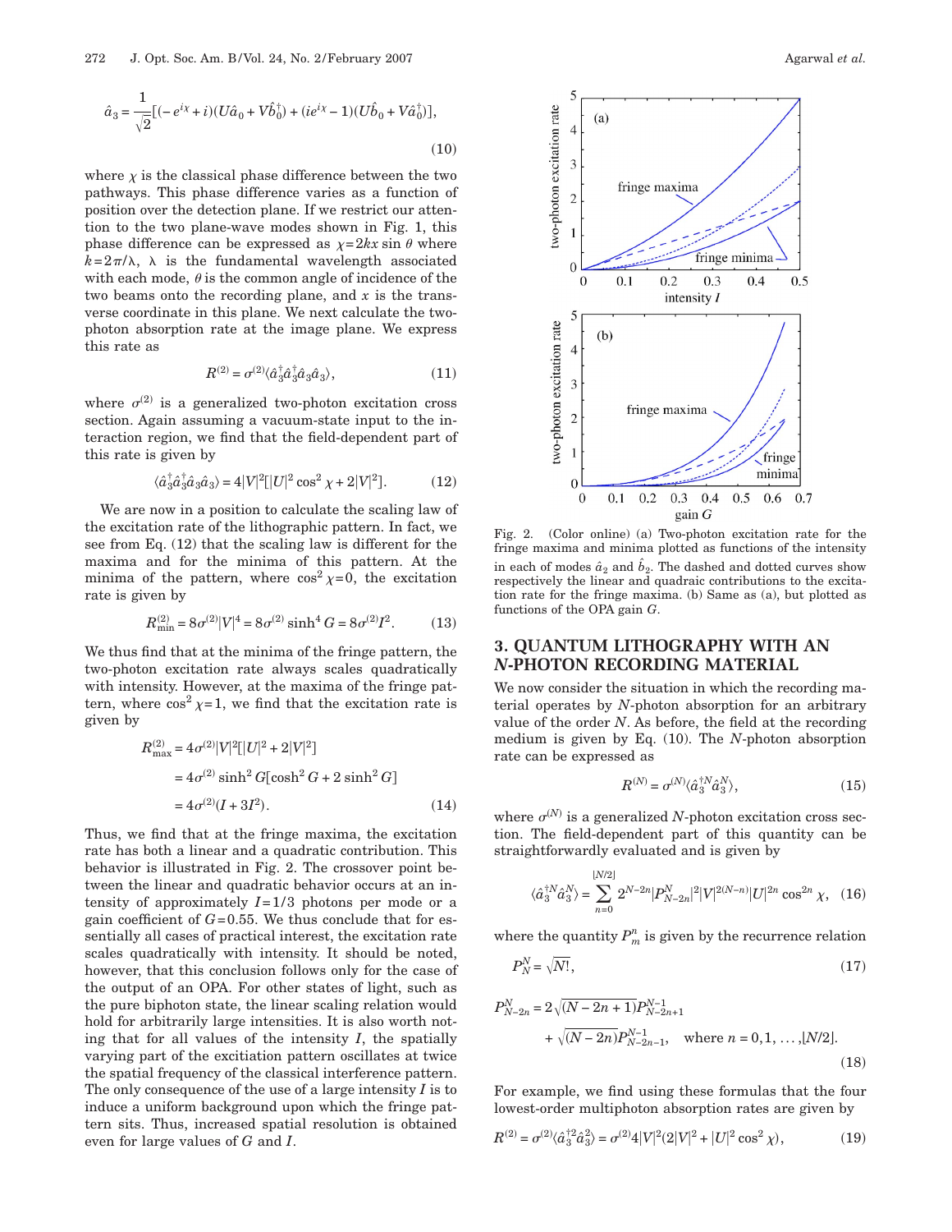$$\hat{a}_3 = \frac{1}{\sqrt{2}}[(-e^{i\chi} + i)(U\hat{a}_0 + V\hat{b}_0^\dagger) + (ie^{i\chi} - 1)(U\hat{b}_0 + V\hat{a}_0^\dagger)], \tag{10}$$

where $\chi$ is the classical phase difference between the two pathways. This phase difference varies as a function of position over the detection plane. If we restrict our attention to the two plane-wave modes shown in Fig. 1, this phase difference can be expressed as $\chi = 2kx \sin \theta$ where $k = 2\pi/\lambda$, $\lambda$ is the fundamental wavelength associated with each mode, $\theta$ is the common angle of incidence of the two beams onto the recording plane, and $x$ is the transverse coordinate in this plane. We next calculate the two-photon absorption rate at the image plane. We express this rate as

$$R^{(2)} = \sigma^{(2)} \langle \hat{a}_3^\dagger \hat{a}_3^\dagger \hat{a}_3 \hat{a}_3 \rangle, \tag{11}$$

where $\sigma^{(2)}$ is a generalized two-photon excitation cross section. Again assuming a vacuum-state input to the interaction region, we find that the field-dependent part of this rate is given by

$$\langle \hat{a}_3^\dagger \hat{a}_3^\dagger \hat{a}_3 \hat{a}_3 \rangle = 4|V|^2[|U|^2 \cos^2 \chi + 2|V|^2]. \tag{12}$$

We are now in a position to calculate the scaling law of the excitation rate of the lithographic pattern. In fact, we see from Eq. (12) that the scaling law is different for the maxima and for the minima of this pattern. At the minima of the pattern, where $\cos^2 \chi = 0$, the excitation rate is given by

$$R_{\min}^{(2)} = 8\sigma^{(2)}|V|^4 = 8\sigma^{(2)} \sinh^4 G = 8\sigma^{(2)} I^2. \tag{13}$$

We thus find that at the minima of the fringe pattern, the two-photon excitation rate always scales quadratically with intensity. However, at the maxima of the fringe pattern, where $\cos^2 \chi = 1$, we find that the excitation rate is given by

$$\begin{aligned} R_{\max}^{(2)} &= 4\sigma^{(2)}|V|^2[|U|^2 + 2|V|^2] \\ &= 4\sigma^{(2)} \sinh^2 G[\cosh^2 G + 2 \sinh^2 G] \\ &= 4\sigma^{(2)}(I + 3I^2). \end{aligned} \tag{14}$$

Thus, we find that at the fringe maxima, the excitation rate has both a linear and a quadratic contribution. This behavior is illustrated in Fig. 2. The crossover point between the linear and quadratic behavior occurs at an intensity of approximately $I = 1/3$ photons per mode or a gain coefficient of $G = 0.55$. We thus conclude that for essentially all cases of practical interest, the excitation rate scales quadratically with intensity. It should be noted, however, that this conclusion follows only for the case of the output of an OPA. For other states of light, such as the pure biphoton state, the linear scaling relation would hold for arbitrarily large intensities. It is also worth noting that for all values of the intensity $I$, the spatially varying part of the excitiation pattern oscillates at twice the spatial frequency of the classical interference pattern. The only consequence of the use of a large intensity $I$ is to induce a uniform background upon which the fringe pattern sits. Thus, increased spatial resolution is obtained even for large values of $G$ and $I$.

Fig. 2. (Color online) (a) Two-photon excitation rate for the fringe maxima and minima plotted as functions of the intensity in each of modes $\hat{a}_2$ and $\hat{b}_2$. The dashed and dotted curves show respectively the linear and quadraic contributions to the excitation rate for the fringe maxima. (b) Same as (a), but plotted as functions of the OPA gain $G$.

## 3. QUANTUM LITHOGRAPHY WITH AN *N*-PHOTON RECORDING MATERIAL

We now consider the situation in which the recording material operates by $N$-photon absorption for an arbitrary value of the order $N$. As before, the field at the recording medium is given by Eq. (10). The $N$-photon absorption rate can be expressed as

$$R^{(N)} = \sigma^{(N)} \langle \hat{a}_3^{\dagger N} \hat{a}_3^N \rangle, \tag{15}$$

where $\sigma^{(N)}$ is a generalized $N$-photon excitation cross section. The field-dependent part of this quantity can be straightforwardly evaluated and is given by

$$\langle \hat{a}_3^{\dagger N} \hat{a}_3^N \rangle = \sum_{n=0}^{\lfloor N/2 \rfloor} 2^{N-2n} |P_{N-2n}^N|^2 |V|^{2(N-n)} |U|^{2n} \cos^{2n} \chi, \tag{16}$$

where the quantity $P_m^n$ is given by the recurrence relation

$$P_N^N = \sqrt{N!}, \tag{17}$$

$$P_{N-2n}^N = 2\sqrt{(N-2n+1)} P_{N-2n+1}^{N-1} + \sqrt{(N-2n)} P_{N-2n-1}^{N-1}, \quad \text{where } n = 0, 1, \ldots, \lfloor N/2 \rfloor. \tag{18}$$

For example, we find using these formulas that the four lowest-order multiphoton absorption rates are given by

$$R^{(2)} = \sigma^{(2)} \langle \hat{a}_3^{\dagger 2} \hat{a}_3^2 \rangle = \sigma^{(2)} 4|V|^2 (2|V|^2 + |U|^2 \cos^2 \chi), \tag{19}$$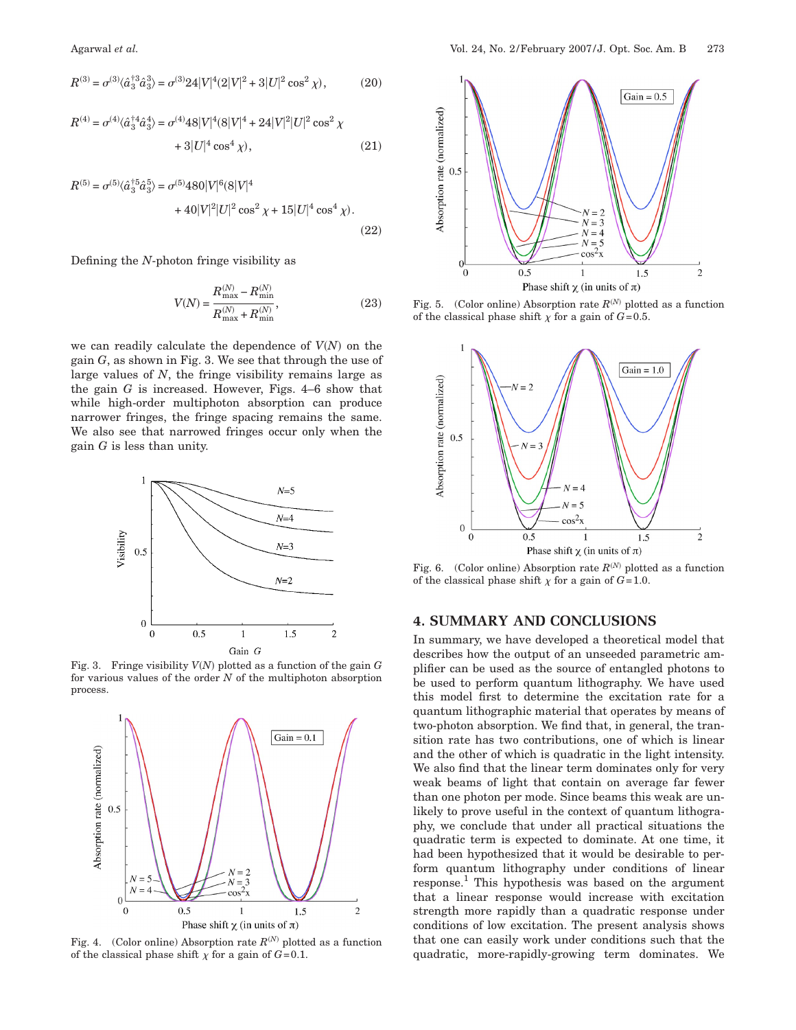$$R^{(3)} = \sigma^{(3)}\langle \hat{a}_3^{\dagger 3}\hat{a}_3^3\rangle = \sigma^{(3)}24|V|^4(2|V|^2 + 3|U|^2\cos^2\chi), \tag{20}$$

$$R^{(4)} = \sigma^{(4)}\langle \hat{a}_3^{\dagger 4}\hat{a}_3^4\rangle = \sigma^{(4)}48|V|^4(8|V|^4 + 24|V|^2|U|^2\cos^2\chi + 3|U|^4\cos^4\chi), \tag{21}$$

$$R^{(5)} = \sigma^{(5)}\langle \hat{a}_3^{\dagger 5}\hat{a}_3^5\rangle = \sigma^{(5)}480|V|^6(8|V|^4 + 40|V|^2|U|^2\cos^2\chi + 15|U|^4\cos^4\chi). \tag{22}$$

Defining the $N$-photon fringe visibility as

$$V(N) = \frac{R_{\max}^{(N)} - R_{\min}^{(N)}}{R_{\max}^{(N)} + R_{\min}^{(N)}}, \tag{23}$$

we can readily calculate the dependence of $V(N)$ on the gain $G$, as shown in Fig. 3. We see that through the use of large values of $N$, the fringe visibility remains large as the gain $G$ is increased. However, Figs. 4–6 show that while high-order multiphoton absorption can produce narrower fringes, the fringe spacing remains the same. We also see that narrowed fringes occur only when the gain $G$ is less than unity.

Fig. 3. Fringe visibility $V(N)$ plotted as a function of the gain $G$ for various values of the order $N$ of the multiphoton absorption process.

Fig. 4. (Color online) Absorption rate $R^{(N)}$ plotted as a function of the classical phase shift $\chi$ for a gain of $G=0.1$.

Fig. 5. (Color online) Absorption rate $R^{(N)}$ plotted as a function of the classical phase shift $\chi$ for a gain of $G=0.5$.

Fig. 6. (Color online) Absorption rate $R^{(N)}$ plotted as a function of the classical phase shift $\chi$ for a gain of $G=1.0$.

## 4. SUMMARY AND CONCLUSIONS

In summary, we have developed a theoretical model that describes how the output of an unseeded parametric amplifier can be used as the source of entangled photons to be used to perform quantum lithography. We have used this model first to determine the excitation rate for a quantum lithographic material that operates by means of two-photon absorption. We find that, in general, the transition rate has two contributions, one of which is linear and the other of which is quadratic in the light intensity. We also find that the linear term dominates only for very weak beams of light that contain on average far fewer than one photon per mode. Since beams this weak are unlikely to prove useful in the context of quantum lithography, we conclude that under all practical situations the quadratic term is expected to dominate. At one time, it had been hypothesized that it would be desirable to perform quantum lithography under conditions of linear response.[1] This hypothesis was based on the argument that a linear response would increase with excitation strength more rapidly than a quadratic response under conditions of low excitation. The present analysis shows that one can easily work under conditions such that the quadratic, more-rapidly-growing term dominates. We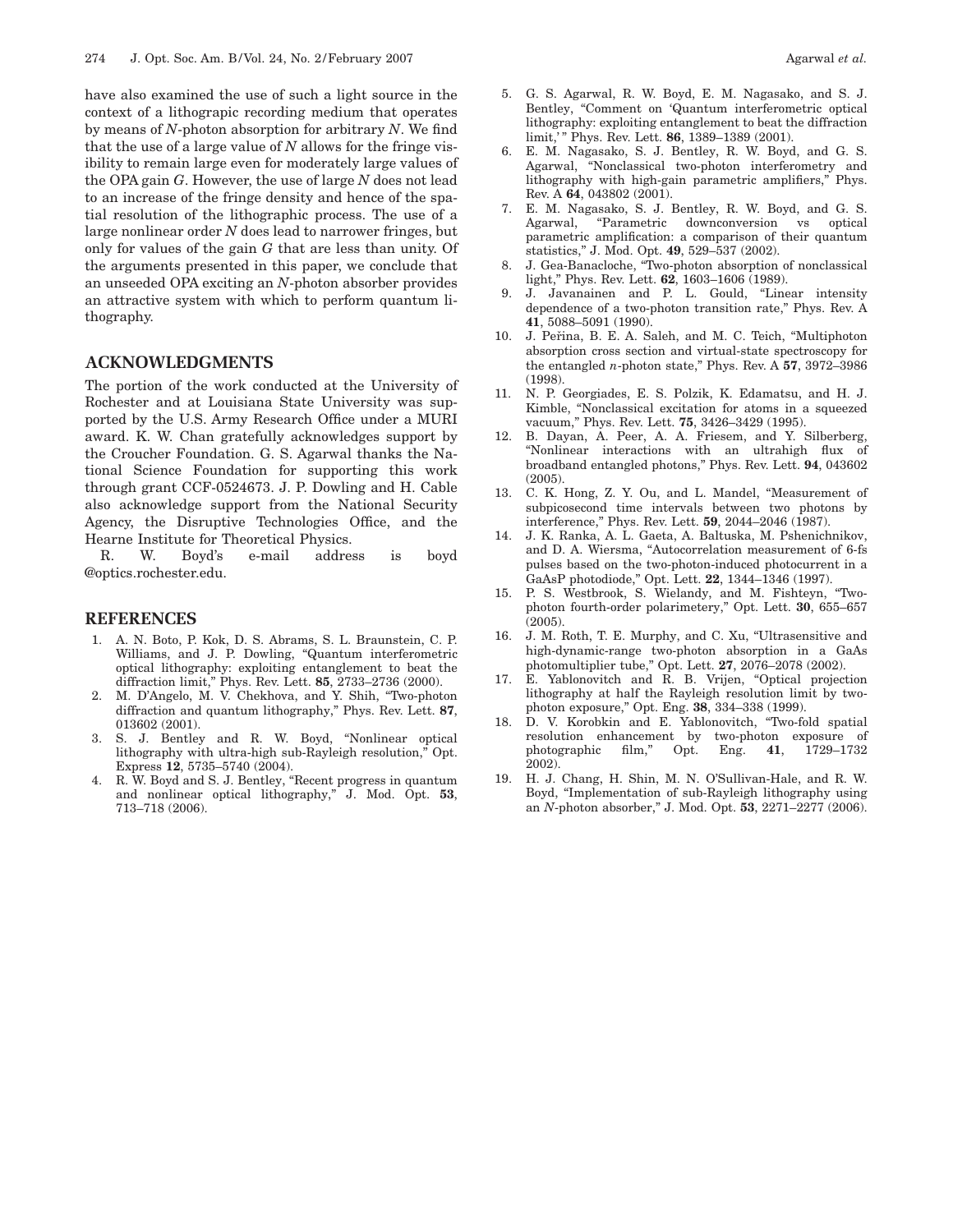have also examined the use of such a light source in the context of a lithograpic recording medium that operates by means of $N$-photon absorption for arbitrary $N$. We find that the use of a large value of $N$ allows for the fringe visibility to remain large even for moderately large values of the OPA gain $G$. However, the use of large $N$ does not lead to an increase of the fringe density and hence of the spatial resolution of the lithographic process. The use of a large nonlinear order $N$ does lead to narrower fringes, but only for values of the gain $G$ that are less than unity. Of the arguments presented in this paper, we conclude that an unseeded OPA exciting an $N$-photon absorber provides an attractive system with which to perform quantum lithography.

## ACKNOWLEDGMENTS

The portion of the work conducted at the University of Rochester and at Louisiana State University was supported by the U.S. Army Research Office under a MURI award. K. W. Chan gratefully acknowledges support by the Croucher Foundation. G. S. Agarwal thanks the National Science Foundation for supporting this work through grant CCF-0524673. J. P. Dowling and H. Cable also acknowledge support from the National Security Agency, the Disruptive Technologies Office, and the Hearne Institute for Theoretical Physics.

R. W. Boyd's e-mail address is boyd @optics.rochester.edu.

## REFERENCES

1. A. N. Boto, P. Kok, D. S. Abrams, S. L. Braunstein, C. P. Williams, and J. P. Dowling, "Quantum interferometric optical lithography: exploiting entanglement to beat the diffraction limit," Phys. Rev. Lett. **85**, 2733–2736 (2000).
2. M. D'Angelo, M. V. Chekhova, and Y. Shih, "Two-photon diffraction and quantum lithography," Phys. Rev. Lett. **87**, 013602 (2001).
3. S. J. Bentley and R. W. Boyd, "Nonlinear optical lithography with ultra-high sub-Rayleigh resolution," Opt. Express **12**, 5735–5740 (2004).
4. R. W. Boyd and S. J. Bentley, "Recent progress in quantum and nonlinear optical lithography," J. Mod. Opt. **53**, 713–718 (2006).
5. G. S. Agarwal, R. W. Boyd, E. M. Nagasako, and S. J. Bentley, "Comment on 'Quantum interferometric optical lithography: exploiting entanglement to beat the diffraction limit,'" Phys. Rev. Lett. **86**, 1389–1389 (2001).
6. E. M. Nagasako, S. J. Bentley, R. W. Boyd, and G. S. Agarwal, "Nonclassical two-photon interferometry and lithography with high-gain parametric amplifiers," Phys. Rev. A **64**, 043802 (2001).
7. E. M. Nagasako, S. J. Bentley, R. W. Boyd, and G. S. Agarwal, "Parametric downconversion vs optical parametric amplification: a comparison of their quantum statistics," J. Mod. Opt. **49**, 529–537 (2002).
8. J. Gea-Banacloche, "Two-photon absorption of nonclassical light," Phys. Rev. Lett. **62**, 1603–1606 (1989).
9. J. Javanainen and P. L. Gould, "Linear intensity dependence of a two-photon transition rate," Phys. Rev. A **41**, 5088–5091 (1990).
10. J. Peřina, B. E. A. Saleh, and M. C. Teich, "Multiphoton absorption cross section and virtual-state spectroscopy for the entangled $n$-photon state," Phys. Rev. A **57**, 3972–3986 (1998).
11. N. P. Georgiades, E. S. Polzik, K. Edamatsu, and H. J. Kimble, "Nonclassical excitation for atoms in a squeezed vacuum," Phys. Rev. Lett. **75**, 3426–3429 (1995).
12. B. Dayan, A. Peer, A. A. Friesem, and Y. Silberberg, "Nonlinear interactions with an ultrahigh flux of broadband entangled photons," Phys. Rev. Lett. **94**, 043602 (2005).
13. C. K. Hong, Z. Y. Ou, and L. Mandel, "Measurement of subpicosecond time intervals between two photons by interference," Phys. Rev. Lett. **59**, 2044–2046 (1987).
14. J. K. Ranka, A. L. Gaeta, A. Baltuska, M. Pshenichnikov, and D. A. Wiersma, "Autocorrelation measurement of 6-fs pulses based on the two-photon-induced photocurrent in a GaAsP photodiode," Opt. Lett. **22**, 1344–1346 (1997).
15. P. S. Westbrook, S. Wielandy, and M. Fishteyn, "Two-photon fourth-order polarimetery," Opt. Lett. **30**, 655–657 (2005).
16. J. M. Roth, T. E. Murphy, and C. Xu, "Ultrasensitive and high-dynamic-range two-photon absorption in a GaAs photomultiplier tube," Opt. Lett. **27**, 2076–2078 (2002).
17. E. Yablonovitch and R. B. Vrijen, "Optical projection lithography at half the Rayleigh resolution limit by two-photon exposure," Opt. Eng. **38**, 334–338 (1999).
18. D. V. Korobkin and E. Yablonovitch, "Two-fold spatial resolution enhancement by two-photon exposure of photographic film," Opt. Eng. **41**, 1729–1732 2002).
19. H. J. Chang, H. Shin, M. N. O'Sullivan-Hale, and R. W. Boyd, "Implementation of sub-Rayleigh lithography using an $N$-photon absorber," J. Mod. Opt. **53**, 2271–2277 (2006).